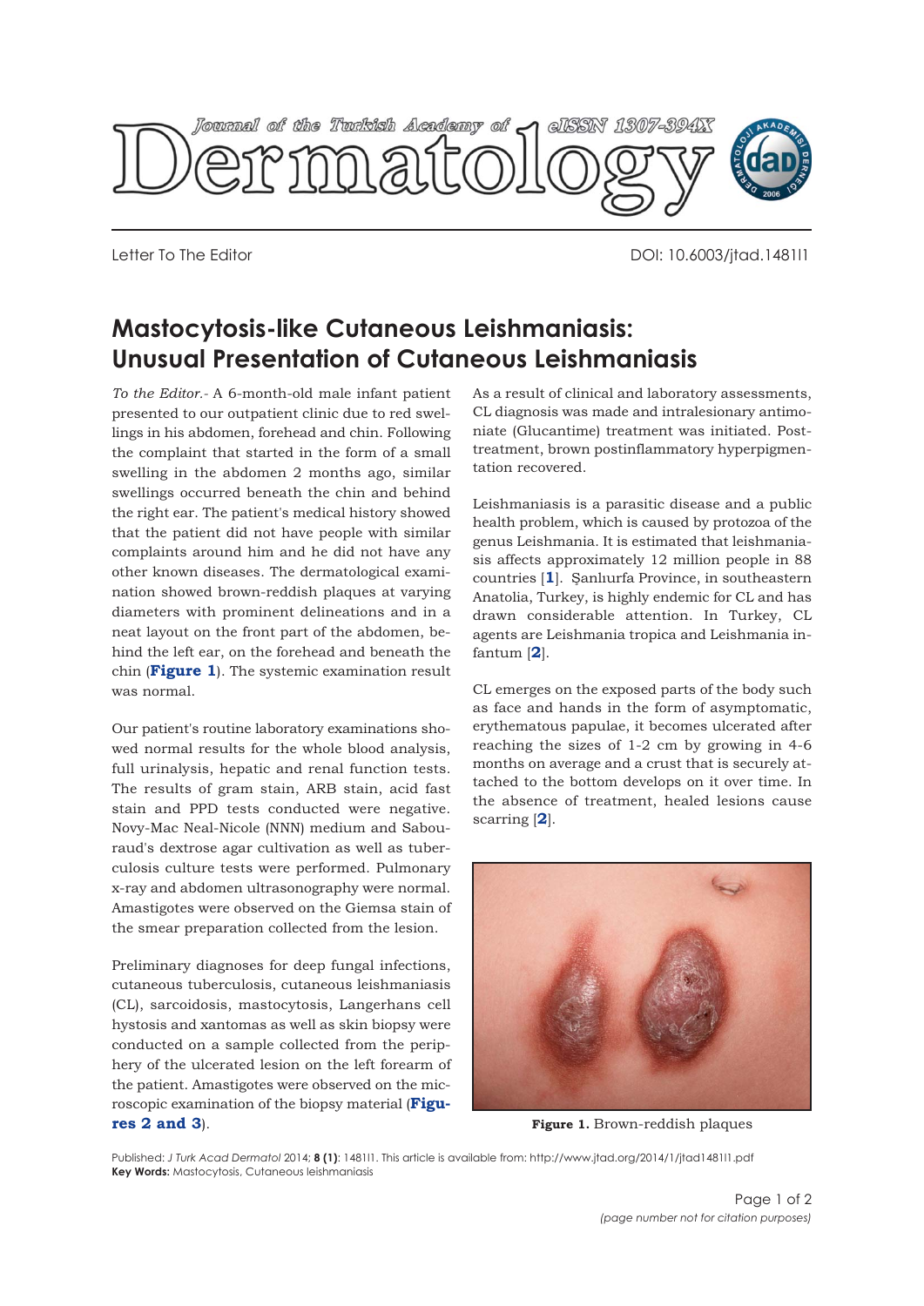Letter To The Editor

DOI: 10.6003/jtad.148111

# Mastocytosis-like Cutaneous Leishmaniasis: Unusual Presentation of Cutaneous Leishmaniasis

*To the Editor.-* A 6-month-old male infant patient presented to our outpatient clinic due to red swellings in his abdomen, forehead and chin. Following the complaint that started in the form of a small swelling in the abdomen 2 months ago, similar swellings occurred beneath the chin and behind the right ear. The patient's medical history showed that the patient did not have people with similar complaints around him and he did not have any other known diseases. The dermatological examination showed brown-reddish plaques at varying diameters with prominent delineations and in a neat layout on the front part of the abdomen, behind the left ear, on the forehead and beneath the chin (**Figure 1**). The systemic examination result was normal.

Our patient's routine laboratory examinations showed normal results for the whole blood analysis, full urinalysis, hepatic and renal function tests. The results of gram stain, ARB stain, acid fast stain and PPD tests conducted were negative. Novy-Mac Neal-Nicole (NNN) medium and Sabouraud's dextrose agar cultivation as well as tuberculosis culture tests were performed. Pulmonary x-ray and abdomen ultrasonography were normal. Amastigotes were observed on the Giemsa stain of the smear preparation collected from the lesion.

Preliminary diagnoses for deep fungal infections, cutaneous tuberculosis, cutaneous leishmaniasis (CL), sarcoidosis, mastocytosis, Langerhans cell hystosis and xantomas as well as skin biopsy were conducted on a sample collected from the periphery of the ulcerated lesion on the left forearm of the patient. Amastigotes were observed on the microscopic examination of the biopsy material (**Figures 2 and 3**).

As a result of clinical and laboratory assessments, CL diagnosis was made and intralesionary antimoniate (Glucantime) treatment was initiated. Post-treatment, brown postinflammatory hyperpigmentation recovered.

Leishmaniasis is a parasitic disease and a public health problem, which is caused by protozoa of the genus Leishmania. It is estimated that leishmaniasis affects approximately 12 million people in 88 countries [1]. Şanlıurfa Province, in southeastern Anatolia, Turkey, is highly endemic for CL and has drawn considerable attention. In Turkey, CL agents are Leishmania tropica and Leishmania infantum [2].

CL emerges on the exposed parts of the body such as face and hands in the form of asymptomatic, erythematous papulae, it becomes ulcerated after reaching the sizes of 1-2 cm by growing in 4-6 months on average and a crust that is securely attached to the bottom develops on it over time. In the absence of treatment, healed lesions cause scarring [2].

**Figure 1.** Brown-reddish plaques

Published: *J Turk Acad Dermatol* 2014; **8 (1)**: 148111. This article is available from: http://www.jtad.org/2014/1/jtad148111.pdf
**Key Words:** Mastocytosis, Cutaneous leishmaniasis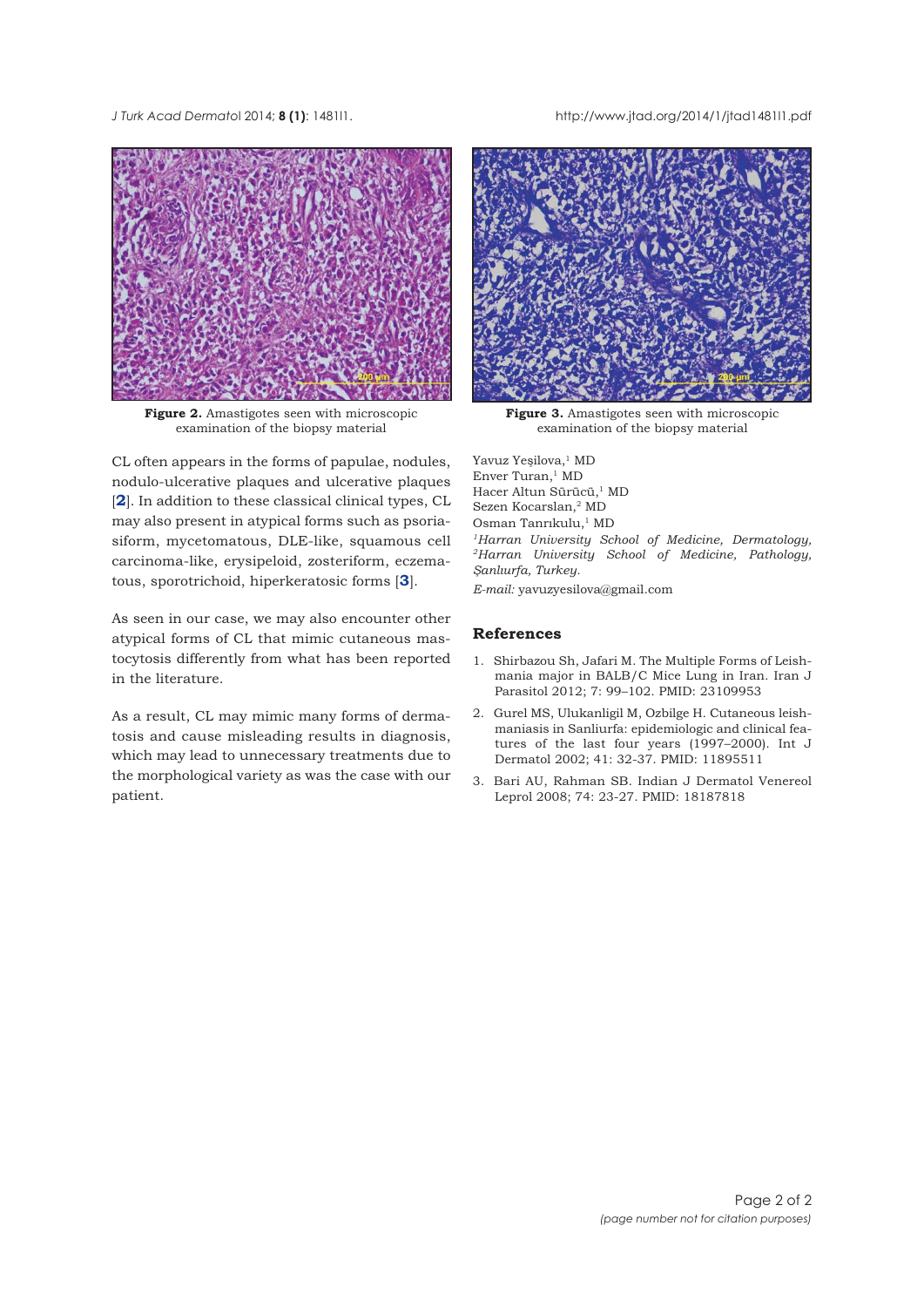Figure 2. Amastigotes seen with microscopic examination of the biopsy material

Figure 3. Amastigotes seen with microscopic examination of the biopsy material

CL often appears in the forms of papulae, nodules, nodulo-ulcerative plaques and ulcerative plaques [2]. In addition to these classical clinical types, CL may also present in atypical forms such as psoriasiform, mycetomatous, DLE-like, squamous cell carcinoma-like, erysipeloid, zosteriform, eczematous, sporotrichoid, hiperkeratosic forms [3].

As seen in our case, we may also encounter other atypical forms of CL that mimic cutaneous mastocytosis differently from what has been reported in the literature.

As a result, CL may mimic many forms of dermatosis and cause misleading results in diagnosis, which may lead to unnecessary treatments due to the morphological variety as was the case with our patient.

Yavuz Yeşilova,[1] MD
Enver Turan,[1] MD
Hacer Altun Sürücü,[1] MD
Sezen Kocarslan,[2] MD
Osman Tanrıkulu,[1] MD

[1]*Harran University School of Medicine, Dermatology,*
[2]*Harran University School of Medicine, Pathology, Şanlıurfa, Turkey.*

*E-mail:* yavuzyesilova@gmail.com

## References

1. Shirbazou Sh, Jafari M. The Multiple Forms of Leishmania major in BALB/C Mice Lung in Iran. Iran J Parasitol 2012; 7: 99–102. PMID: 23109953
2. Gurel MS, Ulukanligil M, Ozbilge H. Cutaneous leishmaniasis in Sanliurfa: epidemiologic and clinical features of the last four years (1997–2000). Int J Dermatol 2002; 41: 32-37. PMID: 11895511
3. Bari AU, Rahman SB. Indian J Dermatol Venereol Leprol 2008; 74: 23-27. PMID: 18187818